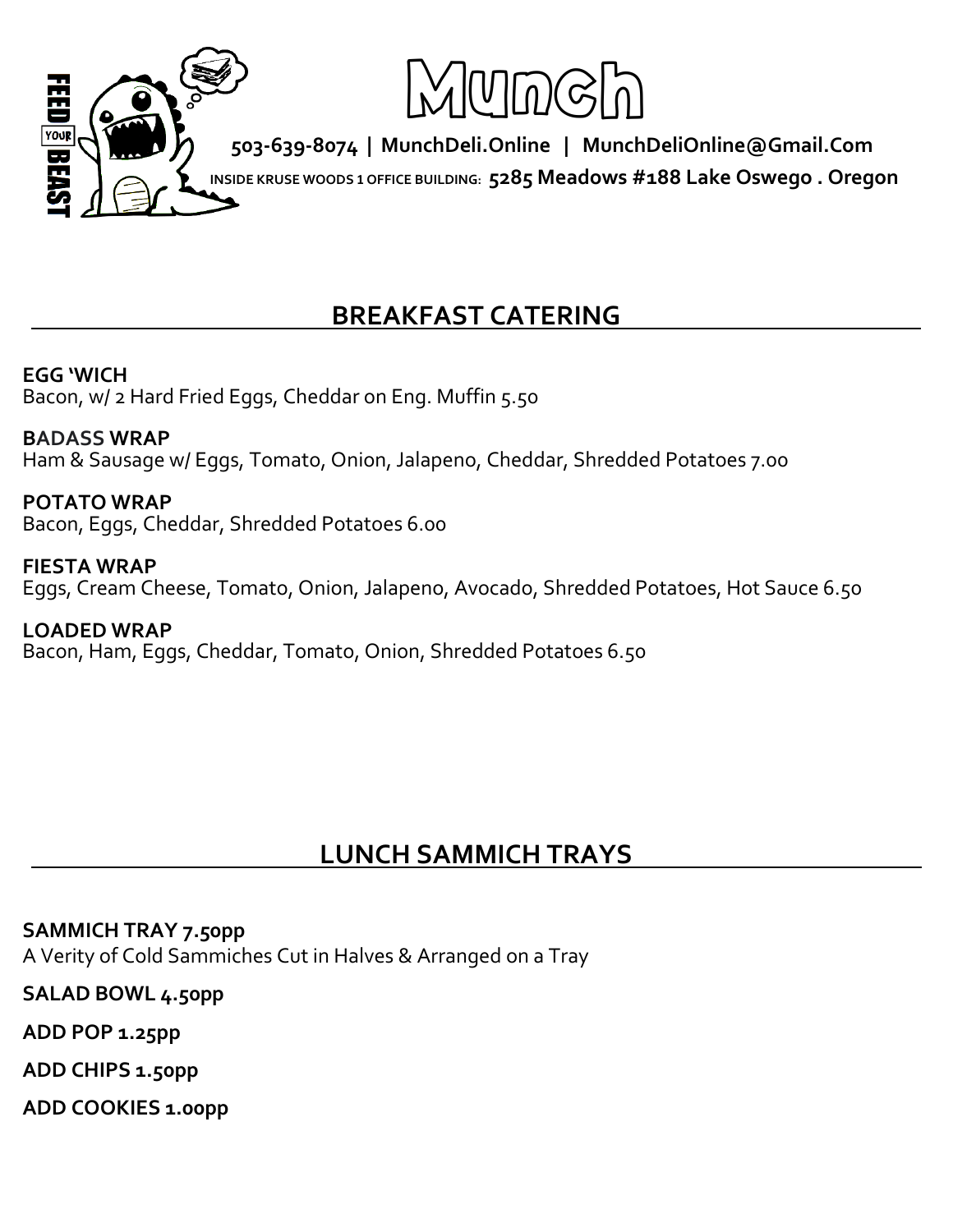# Munch

FEED YOUR BEAST

**503-639-8074 | MunchDeli.Online | MunchDeliOnline@Gmail.Com**

INSIDE KRUSE WOODS 1 OFFICE BUILDING: **5285 Meadows #188 Lake Oswego . Oregon**

## BREAKFAST CATERING

**EGG 'WICH**
Bacon, w/ 2 Hard Fried Eggs, Cheddar on Eng. Muffin 5.50

**BADASS WRAP**
Ham & Sausage w/ Eggs, Tomato, Onion, Jalapeno, Cheddar, Shredded Potatoes 7.00

**POTATO WRAP**
Bacon, Eggs, Cheddar, Shredded Potatoes 6.00

**FIESTA WRAP**
Eggs, Cream Cheese, Tomato, Onion, Jalapeno, Avocado, Shredded Potatoes, Hot Sauce 6.50

**LOADED WRAP**
Bacon, Ham, Eggs, Cheddar, Tomato, Onion, Shredded Potatoes 6.50

## LUNCH SAMMICH TRAYS

**SAMMICH TRAY 7.50pp**
A Verity of Cold Sammiches Cut in Halves & Arranged on a Tray

**SALAD BOWL 4.50pp**

**ADD POP 1.25pp**

**ADD CHIPS 1.50pp**

**ADD COOKIES 1.00pp**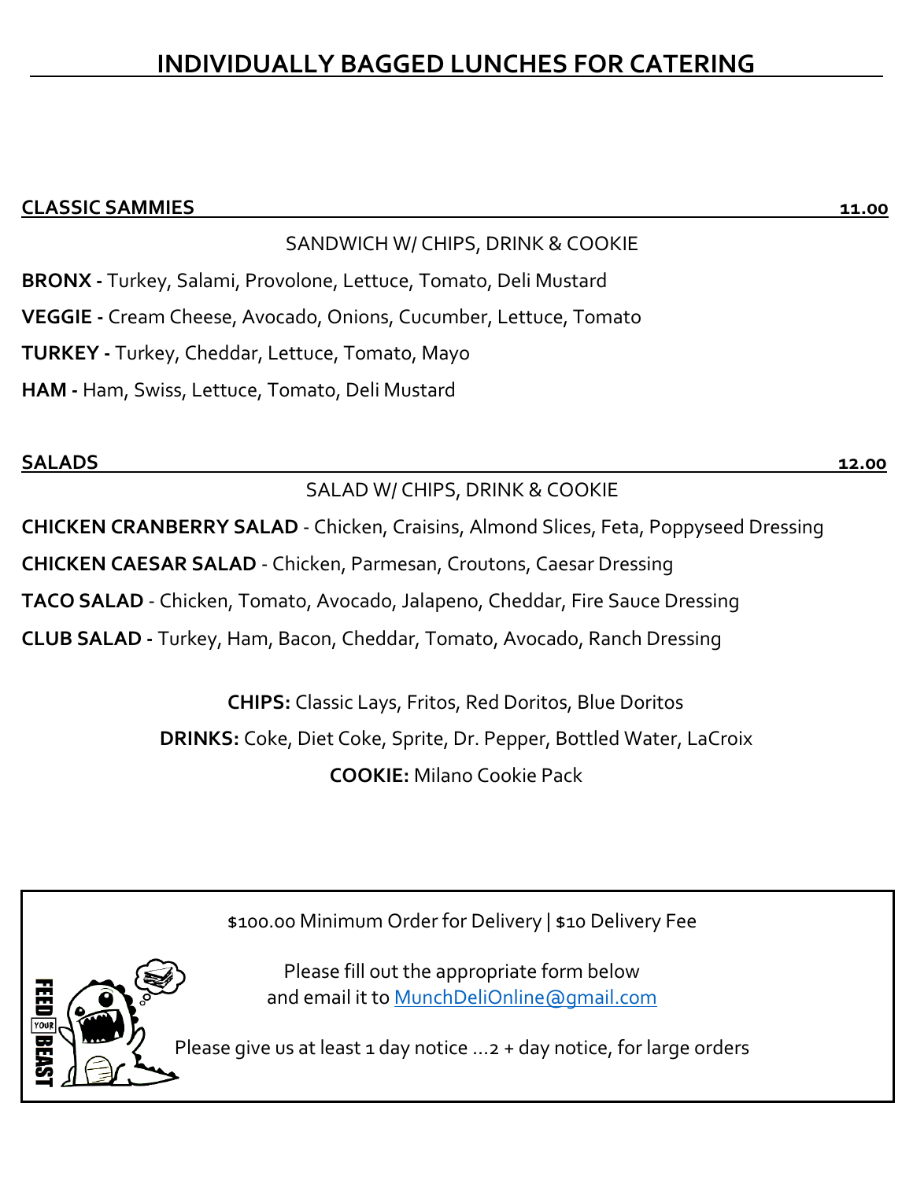# INDIVIDUALLY BAGGED LUNCHES FOR CATERING

## CLASSIC SAMMIES 11.00

SANDWICH W/ CHIPS, DRINK & COOKIE

**BRONX -** Turkey, Salami, Provolone, Lettuce, Tomato, Deli Mustard

**VEGGIE -** Cream Cheese, Avocado, Onions, Cucumber, Lettuce, Tomato

**TURKEY -** Turkey, Cheddar, Lettuce, Tomato, Mayo

**HAM -** Ham, Swiss, Lettuce, Tomato, Deli Mustard

## SALADS 12.00

SALAD W/ CHIPS, DRINK & COOKIE

**CHICKEN CRANBERRY SALAD** - Chicken, Craisins, Almond Slices, Feta, Poppyseed Dressing

**CHICKEN CAESAR SALAD** - Chicken, Parmesan, Croutons, Caesar Dressing

**TACO SALAD** - Chicken, Tomato, Avocado, Jalapeno, Cheddar, Fire Sauce Dressing

**CLUB SALAD -** Turkey, Ham, Bacon, Cheddar, Tomato, Avocado, Ranch Dressing

**CHIPS:** Classic Lays, Fritos, Red Doritos, Blue Doritos

**DRINKS:** Coke, Diet Coke, Sprite, Dr. Pepper, Bottled Water, LaCroix

**COOKIE:** Milano Cookie Pack

$100.00 Minimum Order for Delivery | $10 Delivery Fee

FEED YOUR BEAST

Please fill out the appropriate form below and email it to [MunchDeliOnline@gmail.com](mailto:MunchDeliOnline@gmail.com)

Please give us at least 1 day notice …2 + day notice, for large orders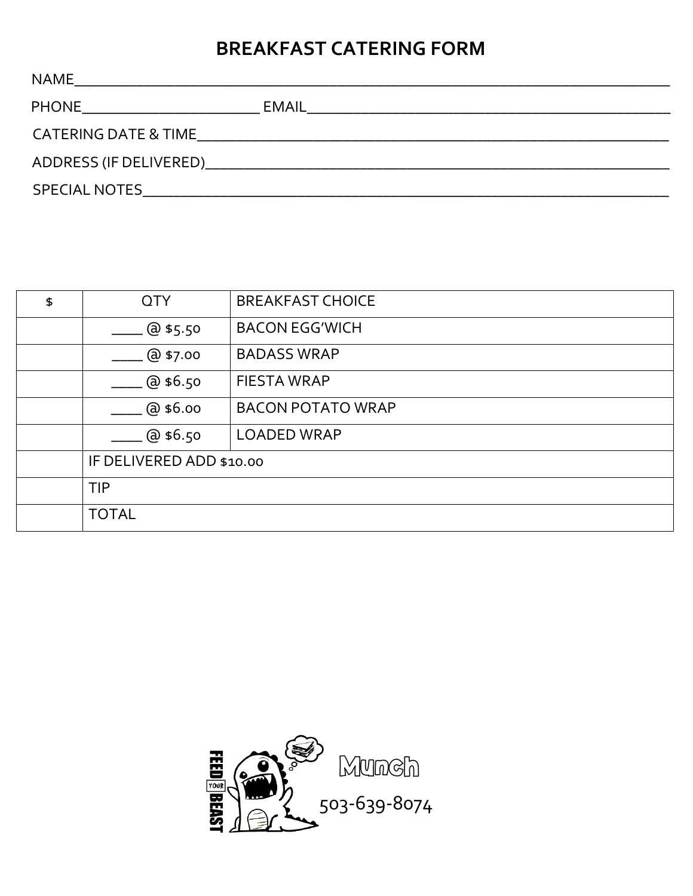# BREAKFAST CATERING FORM

NAME________________________________________________________________________

PHONE______________________ EMAIL____________________________________________

CATERING DATE & TIME_________________________________________________________

ADDRESS (IF DELIVERED)________________________________________________________

SPECIAL NOTES________________________________________________________________

| $ | QTY | BREAKFAST CHOICE |
|---|---|---|
| | ____ @ $5.50 | BACON EGG'WICH |
| | ____ @ $7.00 | BADASS WRAP |
| | ____ @ $6.50 | FIESTA WRAP |
| | ____ @ $6.00 | BACON POTATO WRAP |
| | ____ @ $6.50 | LOADED WRAP |
| | IF DELIVERED ADD $10.00 | |
| | TIP | |
| | TOTAL | |

FEED YOUR BEAST

Munch

503-639-8074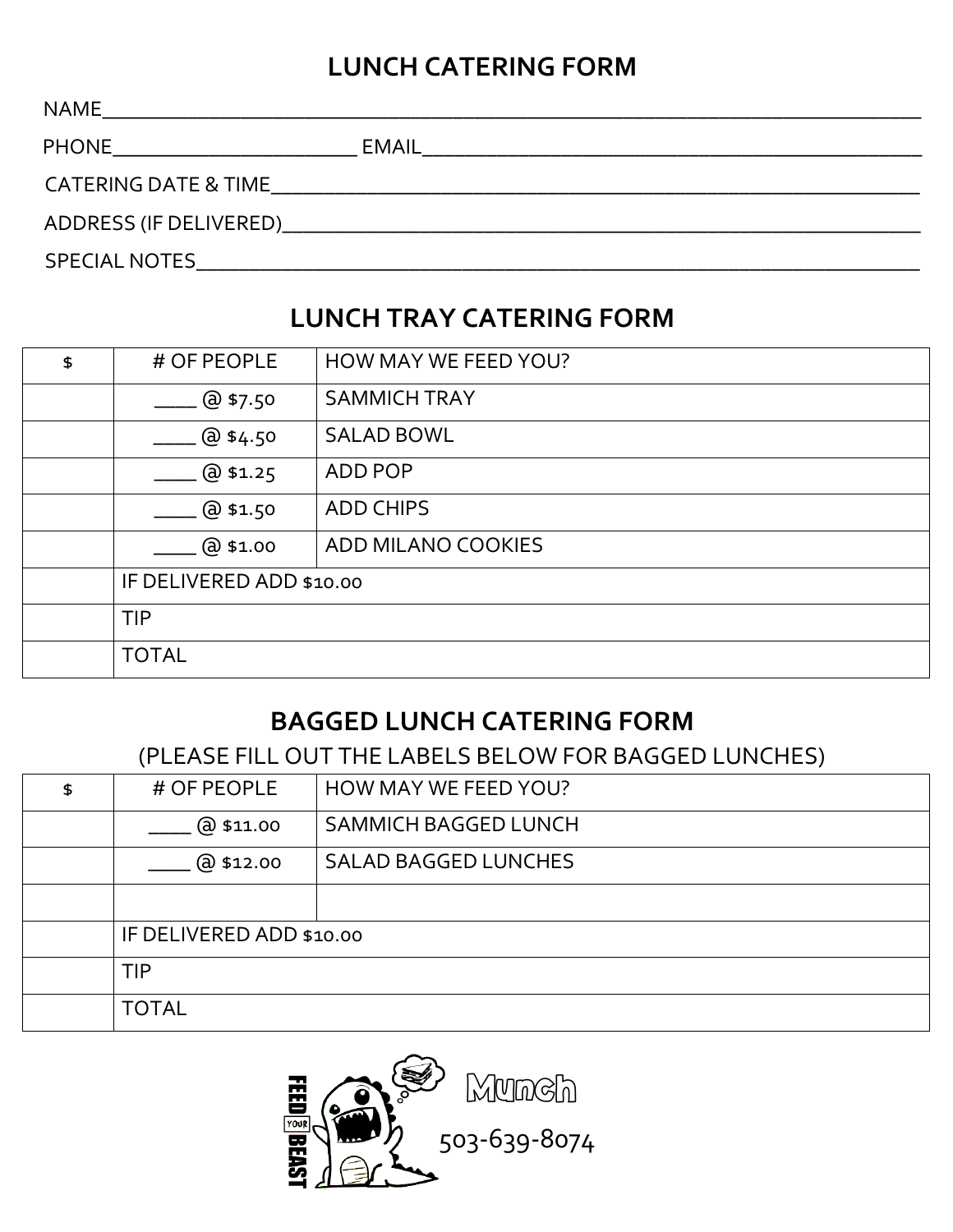# LUNCH CATERING FORM

NAME______________________________________________________________________

PHONE______________________ EMAIL____________________________________________

CATERING DATE & TIME_______________________________________________________

ADDRESS (IF DELIVERED)_____________________________________________________

SPECIAL NOTES______________________________________________________________

## LUNCH TRAY CATERING FORM

| $ | # OF PEOPLE | HOW MAY WE FEED YOU? |
|---|---|---|
| | ____ @ $7.50 | SAMMICH TRAY |
| | ____ @ $4.50 | SALAD BOWL |
| | ____ @ $1.25 | ADD POP |
| | ____ @ $1.50 | ADD CHIPS |
| | ____ @ $1.00 | ADD MILANO COOKIES |
| | IF DELIVERED ADD $10.00 | |
| | TIP | |
| | TOTAL | |

## BAGGED LUNCH CATERING FORM

(PLEASE FILL OUT THE LABELS BELOW FOR BAGGED LUNCHES)

| $ | # OF PEOPLE | HOW MAY WE FEED YOU? |
|---|---|---|
| | ____ @ $11.00 | SAMMICH BAGGED LUNCH |
| | ____ @ $12.00 | SALAD BAGGED LUNCHES |
| | | |
| | IF DELIVERED ADD $10.00 | |
| | TIP | |
| | TOTAL | |

FEED YOUR BEAST

Munch

503-639-8074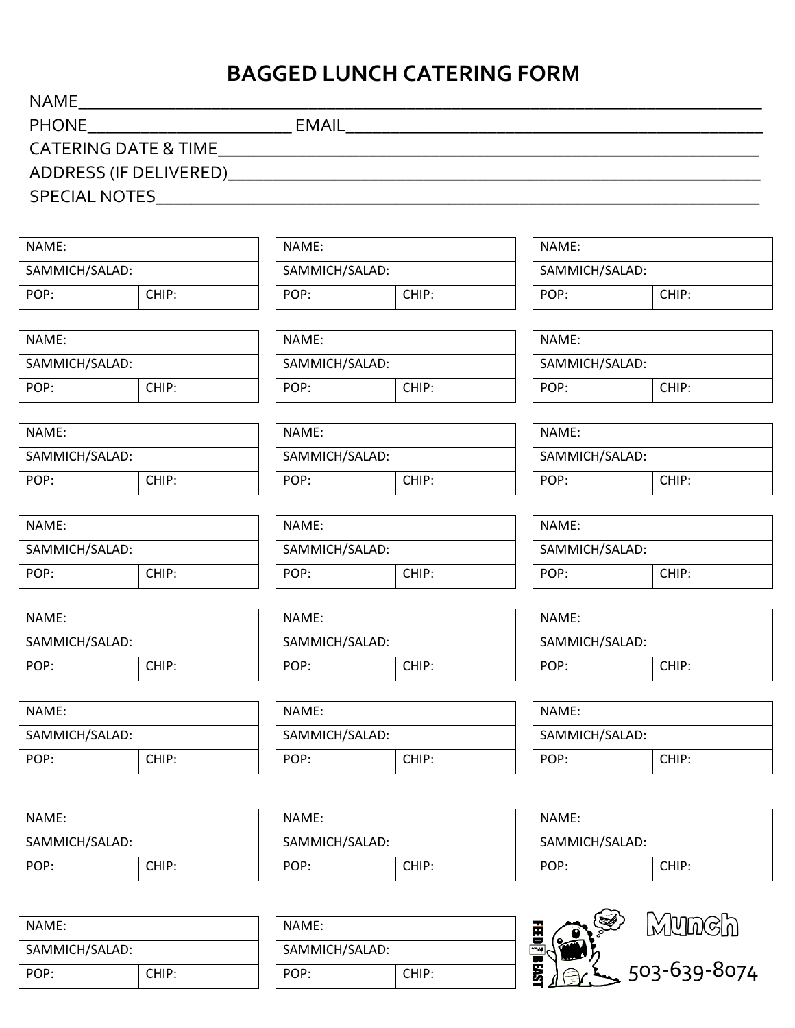# BAGGED LUNCH CATERING FORM

NAME______________________________________________________________________________

PHONE_______________________ EMAIL________________________________________________

CATERING DATE & TIME_______________________________________________________________

ADDRESS (IF DELIVERED)______________________________________________________________

SPECIAL NOTES______________________________________________________________________

| | | | | | |
|---|---|---|---|---|---|
| NAME: | | NAME: | | NAME: | |
| SAMMICH/SALAD: | | SAMMICH/SALAD: | | SAMMICH/SALAD: | |
| POP: | CHIP: | POP: | CHIP: | POP: | CHIP: |

| | | | | | |
|---|---|---|---|---|---|
| NAME: | | NAME: | | NAME: | |
| SAMMICH/SALAD: | | SAMMICH/SALAD: | | SAMMICH/SALAD: | |
| POP: | CHIP: | POP: | CHIP: | POP: | CHIP: |

| | | | | | |
|---|---|---|---|---|---|
| NAME: | | NAME: | | NAME: | |
| SAMMICH/SALAD: | | SAMMICH/SALAD: | | SAMMICH/SALAD: | |
| POP: | CHIP: | POP: | CHIP: | POP: | CHIP: |

| | | | | | |
|---|---|---|---|---|---|
| NAME: | | NAME: | | NAME: | |
| SAMMICH/SALAD: | | SAMMICH/SALAD: | | SAMMICH/SALAD: | |
| POP: | CHIP: | POP: | CHIP: | POP: | CHIP: |

| | | | | | |
|---|---|---|---|---|---|
| NAME: | | NAME: | | NAME: | |
| SAMMICH/SALAD: | | SAMMICH/SALAD: | | SAMMICH/SALAD: | |
| POP: | CHIP: | POP: | CHIP: | POP: | CHIP: |

| | | | | | |
|---|---|---|---|---|---|
| NAME: | | NAME: | | NAME: | |
| SAMMICH/SALAD: | | SAMMICH/SALAD: | | SAMMICH/SALAD: | |
| POP: | CHIP: | POP: | CHIP: | POP: | CHIP: |

| | | | | | |
|---|---|---|---|---|---|
| NAME: | | NAME: | | NAME: | |
| SAMMICH/SALAD: | | SAMMICH/SALAD: | | SAMMICH/SALAD: | |
| POP: | CHIP: | POP: | CHIP: | POP: | CHIP: |

| | | | |
|---|---|---|---|
| NAME: | | NAME: | |
| SAMMICH/SALAD: | | SAMMICH/SALAD: | |
| POP: | CHIP: | POP: | CHIP: |

FEED YOUR BEAST

Munch

503-639-8074